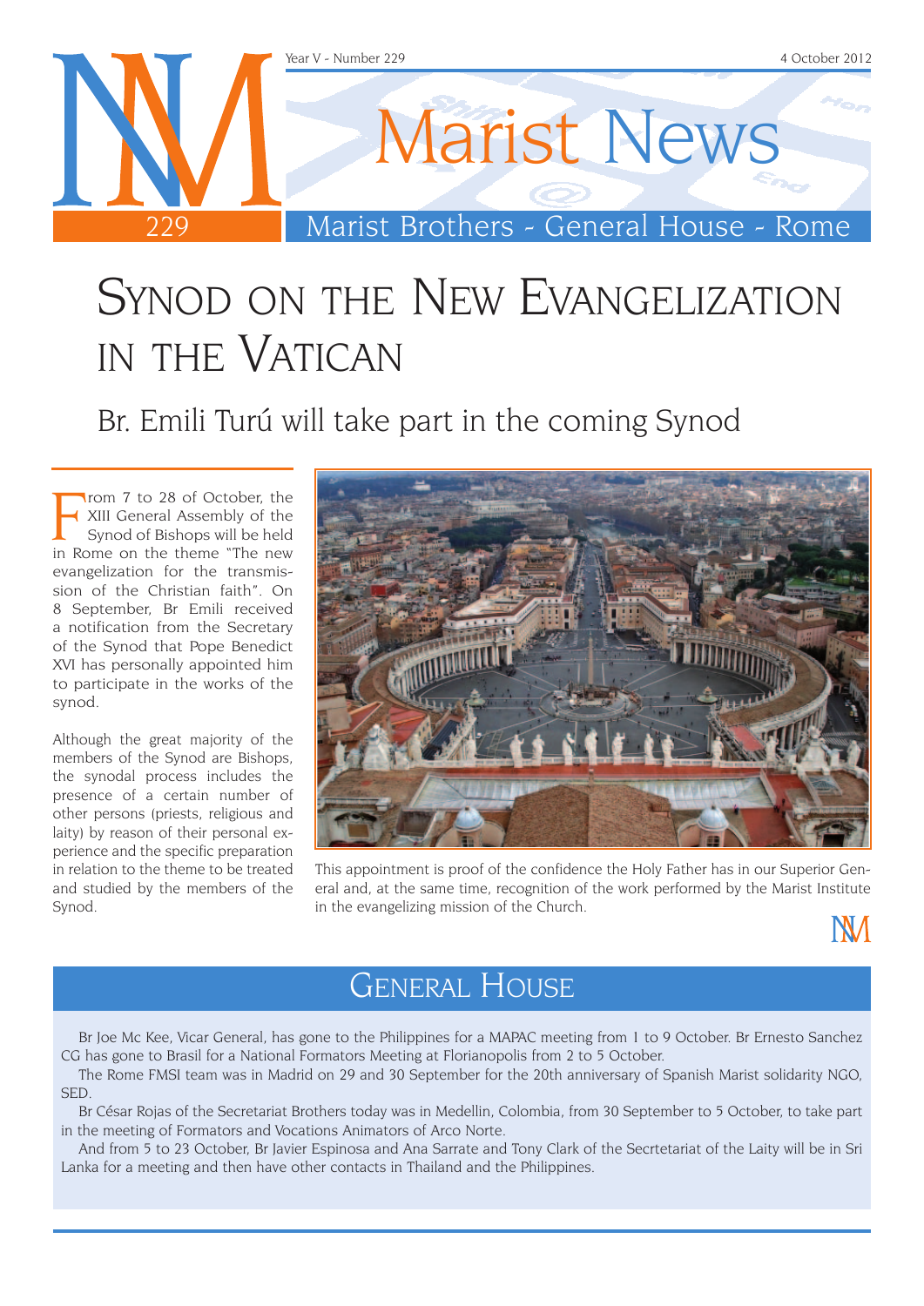Year V - Number 229 — 4 October 2012

# Marist News

Marist Brothers - General House - Rome

# Synod on the New Evangelization in the Vatican

## Br. Emili Turú will take part in the coming Synod

From 7 to 28 of October, the XIII General Assembly of the Synod of Bishops will be held in Rome on the theme "The new evangelization for the transmission of the Christian faith". On 8 September, Br Emili received a notification from the Secretary of the Synod that Pope Benedict XVI has personally appointed him to participate in the works of the synod.

Although the great majority of the members of the Synod are Bishops, the synodal process includes the presence of a certain number of other persons (priests, religious and laity) by reason of their personal experience and the specific preparation in relation to the theme to be treated and studied by the members of the Synod.

This appointment is proof of the confidence the Holy Father has in our Superior General and, at the same time, recognition of the work performed by the Marist Institute in the evangelizing mission of the Church.

## General House

Br Joe Mc Kee, Vicar General, has gone to the Philippines for a MAPAC meeting from 1 to 9 October. Br Ernesto Sanchez CG has gone to Brasil for a National Formators Meeting at Florianopolis from 2 to 5 October.

The Rome FMSI team was in Madrid on 29 and 30 September for the 20th anniversary of Spanish Marist solidarity NGO, SED.

Br César Rojas of the Secretariat Brothers today was in Medellin, Colombia, from 30 September to 5 October, to take part in the meeting of Formators and Vocations Animators of Arco Norte.

And from 5 to 23 October, Br Javier Espinosa and Ana Sarrate and Tony Clark of the Secrtetariat of the Laity will be in Sri Lanka for a meeting and then have other contacts in Thailand and the Philippines.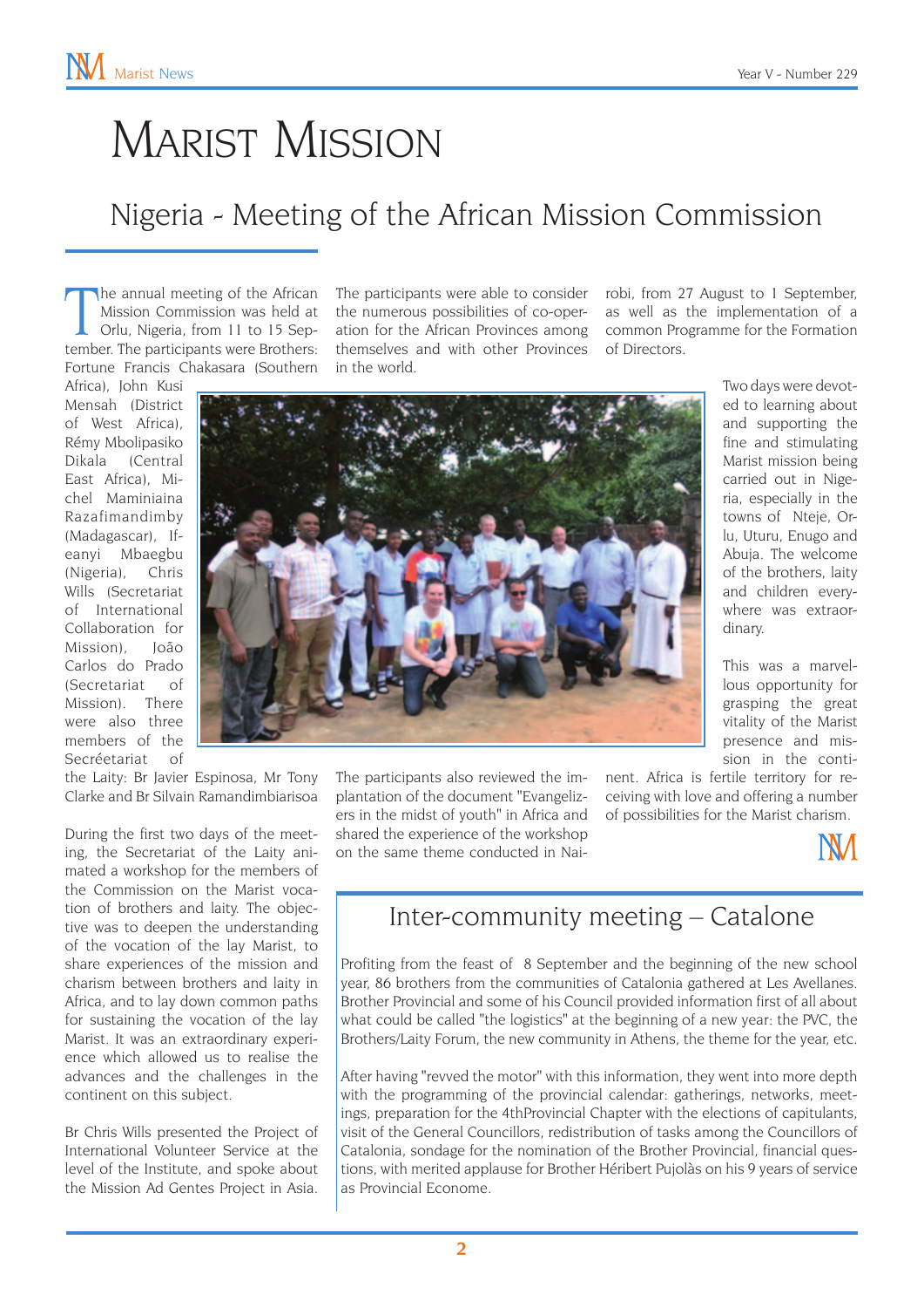# Marist Mission

## Nigeria - Meeting of the African Mission Commission

The annual meeting of the African Mission Commission was held at Orlu, Nigeria, from 11 to 15 September. The participants were Brothers: Fortune Francis Chakasara (Southern Africa), John Kusi Mensah (District of West Africa), Rémy Mbolipasiko Dikala (Central East Africa), Michel Maminiaina Razafimandimby (Madagascar), Ifeanyi Mbaegbu (Nigeria), Chris Wills (Secretariat of International Collaboration for Mission), João Carlos do Prado (Secretariat of Mission). There were also three members of the Secréetariat of the Laity: Br Javier Espinosa, Mr Tony Clarke and Br Silvain Ramandimbiarisoa

During the first two days of the meeting, the Secretariat of the Laity animated a workshop for the members of the Commission on the Marist vocation of brothers and laity. The objective was to deepen the understanding of the vocation of the lay Marist, to share experiences of the mission and charism between brothers and laity in Africa, and to lay down common paths for sustaining the vocation of the lay Marist. It was an extraordinary experience which allowed us to realise the advances and the challenges in the continent on this subject.

Br Chris Wills presented the Project of International Volunteer Service at the level of the Institute, and spoke about the Mission Ad Gentes Project in Asia.

The participants were able to consider the numerous possibilities of co-operation for the African Provinces among themselves and with other Provinces in the world.

The participants also reviewed the implantation of the document "Evangelizers in the midst of youth" in Africa and shared the experience of the workshop on the same theme conducted in Nairobi, from 27 August to 1 September, as well as the implementation of a common Programme for the Formation of Directors.

Two days were devoted to learning about and supporting the fine and stimulating Marist mission being carried out in Nigeria, especially in the towns of Nteje, Orlu, Uturu, Enugo and Abuja. The welcome of the brothers, laity and children everywhere was extraordinary.

This was a marvellous opportunity for grasping the great vitality of the Marist presence and mission in the continent. Africa is fertile territory for receiving with love and offering a number of possibilities for the Marist charism.

## Inter-community meeting – Catalone

Profiting from the feast of 8 September and the beginning of the new school year, 86 brothers from the communities of Catalonia gathered at Les Avellanes. Brother Provincial and some of his Council provided information first of all about what could be called "the logistics" at the beginning of a new year: the PVC, the Brothers/Laity Forum, the new community in Athens, the theme for the year, etc.

After having "revved the motor" with this information, they went into more depth with the programming of the provincial calendar: gatherings, networks, meetings, preparation for the 4thProvincial Chapter with the elections of capitulants, visit of the General Councillors, redistribution of tasks among the Councillors of Catalonia, sondage for the nomination of the Brother Provincial, financial questions, with merited applause for Brother Héribert Pujolàs on his 9 years of service as Provincial Econome.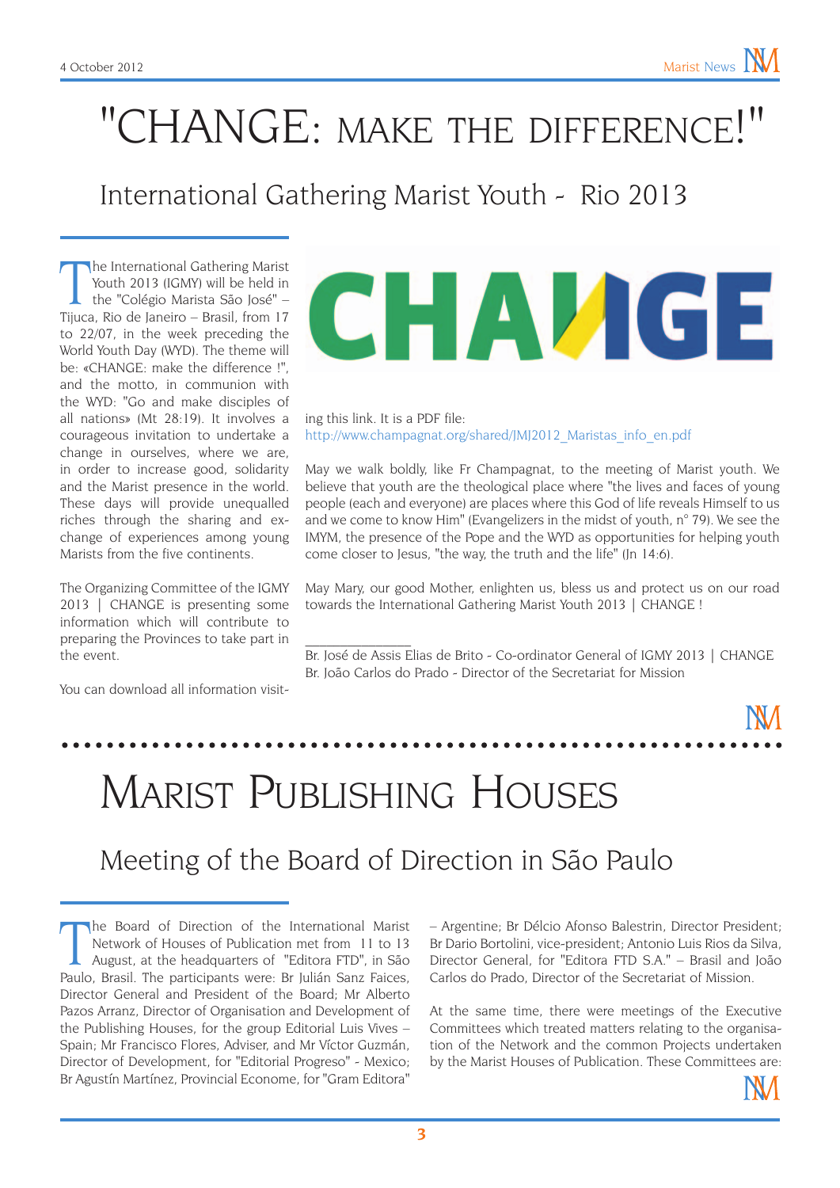# "CHANGE: MAKE THE DIFFERENCE!"

## International Gathering Marist Youth - Rio 2013

The International Gathering Marist Youth 2013 (IGMY) will be held in the "Colégio Marista São José" – Tijuca, Rio de Janeiro – Brasil, from 17 to 22/07, in the week preceding the World Youth Day (WYD). The theme will be: «CHANGE: make the difference !", and the motto, in communion with the WYD: "Go and make disciples of all nations» (Mt 28:19). It involves a courageous invitation to undertake a change in ourselves, where we are, in order to increase good, solidarity and the Marist presence in the world. These days will provide unequalled riches through the sharing and exchange of experiences among young Marists from the five continents.

The Organizing Committee of the IGMY 2013 | CHANGE is presenting some information which will contribute to preparing the Provinces to take part in the event.

You can download all information visiting this link. It is a PDF file: http://www.champagnat.org/shared/JMJ2012_Maristas_info_en.pdf

May we walk boldly, like Fr Champagnat, to the meeting of Marist youth. We believe that youth are the theological place where "the lives and faces of young people (each and everyone) are places where this God of life reveals Himself to us and we come to know Him" (Evangelizers in the midst of youth, n° 79). We see the IMYM, the presence of the Pope and the WYD as opportunities for helping youth come closer to Jesus, "the way, the truth and the life" (Jn 14:6).

May Mary, our good Mother, enlighten us, bless us and protect us on our road towards the International Gathering Marist Youth 2013 | CHANGE !

_______________

Br. José de Assis Elias de Brito - Co-ordinator General of IGMY 2013 | CHANGE
Br. João Carlos do Prado - Director of the Secretariat for Mission

# Marist Publishing Houses

## Meeting of the Board of Direction in São Paulo

The Board of Direction of the International Marist Network of Houses of Publication met from 11 to 13 August, at the headquarters of "Editora FTD", in São Paulo, Brasil. The participants were: Br Julián Sanz Faices, Director General and President of the Board; Mr Alberto Pazos Arranz, Director of Organisation and Development of the Publishing Houses, for the group Editorial Luis Vives – Spain; Mr Francisco Flores, Adviser, and Mr Víctor Guzmán, Director of Development, for "Editorial Progreso" - Mexico; Br Agustín Martínez, Provincial Econome, for "Gram Editora" – Argentine; Br Délcio Afonso Balestrin, Director President; Br Dario Bortolini, vice-president; Antonio Luis Rios da Silva, Director General, for "Editora FTD S.A." – Brasil and João Carlos do Prado, Director of the Secretariat of Mission.

At the same time, there were meetings of the Executive Committees which treated matters relating to the organisation of the Network and the common Projects undertaken by the Marist Houses of Publication. These Committees are: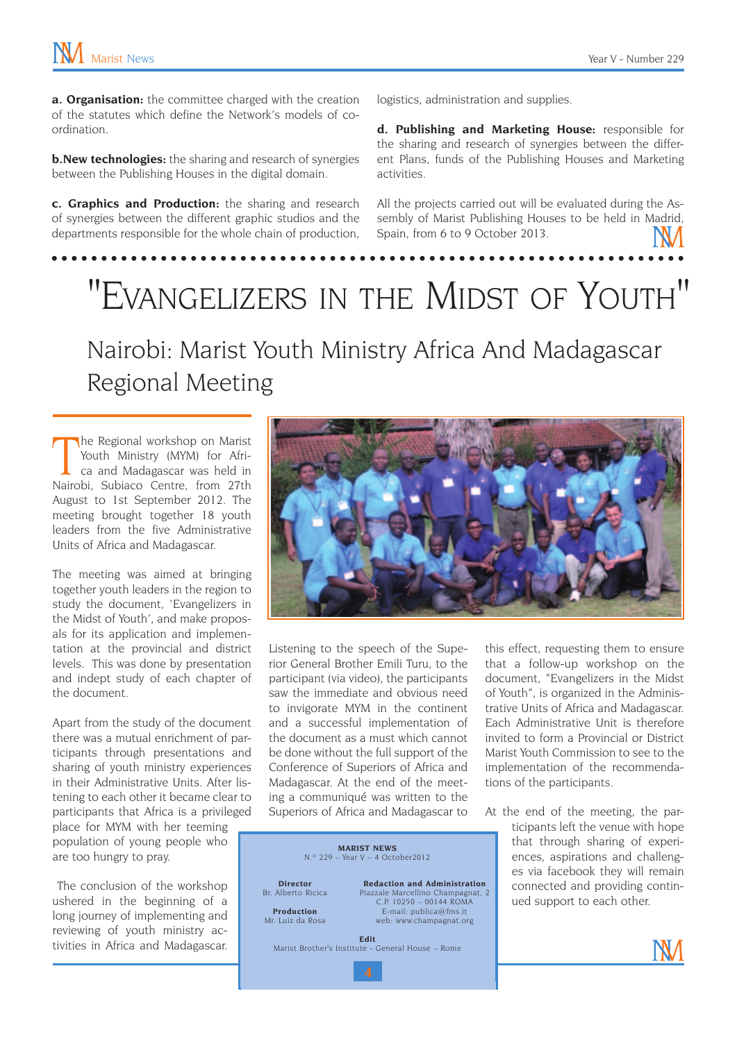**a. Organisation:** the committee charged with the creation of the statutes which define the Network's models of co-ordination.

**b.New technologies:** the sharing and research of synergies between the Publishing Houses in the digital domain.

**c. Graphics and Production:** the sharing and research of synergies between the different graphic studios and the departments responsible for the whole chain of production, logistics, administration and supplies.

**d. Publishing and Marketing House:** responsible for the sharing and research of synergies between the different Plans, funds of the Publishing Houses and Marketing activities.

All the projects carried out will be evaluated during the Assembly of Marist Publishing Houses to be held in Madrid, Spain, from 6 to 9 October 2013.

# "Evangelizers in the Midst of Youth"

## Nairobi: Marist Youth Ministry Africa And Madagascar Regional Meeting

The Regional workshop on Marist Youth Ministry (MYM) for Africa and Madagascar was held in Nairobi, Subiaco Centre, from 27th August to 1st September 2012. The meeting brought together 18 youth leaders from the five Administrative Units of Africa and Madagascar.

The meeting was aimed at bringing together youth leaders in the region to study the document, 'Evangelizers in the Midst of Youth', and make proposals for its application and implementation at the provincial and district levels. This was done by presentation and indept study of each chapter of the document.

Apart from the study of the document there was a mutual enrichment of participants through presentations and sharing of youth ministry experiences in their Administrative Units. After listening to each other it became clear to participants that Africa is a privileged place for MYM with her teeming population of young people who are too hungry to pray.

The conclusion of the workshop ushered in the beginning of a long journey of implementing and reviewing of youth ministry activities in Africa and Madagascar.

Listening to the speech of the Superior General Brother Emili Turu, to the participant (via video), the participants saw the immediate and obvious need to invigorate MYM in the continent and a successful implementation of the document as a must which cannot be done without the full support of the Conference of Superiors of Africa and Madagascar. At the end of the meeting a communiqué was written to the Superiors of Africa and Madagascar to this effect, requesting them to ensure that a follow-up workshop on the document, "Evangelizers in the Midst of Youth", is organized in the Administrative Units of Africa and Madagascar. Each Administrative Unit is therefore invited to form a Provincial or District Marist Youth Commission to see to the implementation of the recommendations of the participants.

At the end of the meeting, the participants left the venue with hope that through sharing of experiences, aspirations and challenges via facebook they will remain connected and providing continued support to each other.

---

**MARIST NEWS**
N.º 229 – Year V – 4 October2012

**Director**
Br. Alberto Ricica

**Production**
Mr. Luiz da Rosa

**Redaction and Administration**
Piazzale Marcellino Champagnat, 2
C.P. 10250 – 00144 ROMA
E-mail: publica@fms.it
web: www.champagnat.org

**Edit**
Marist Brother's Institute - General House – Rome